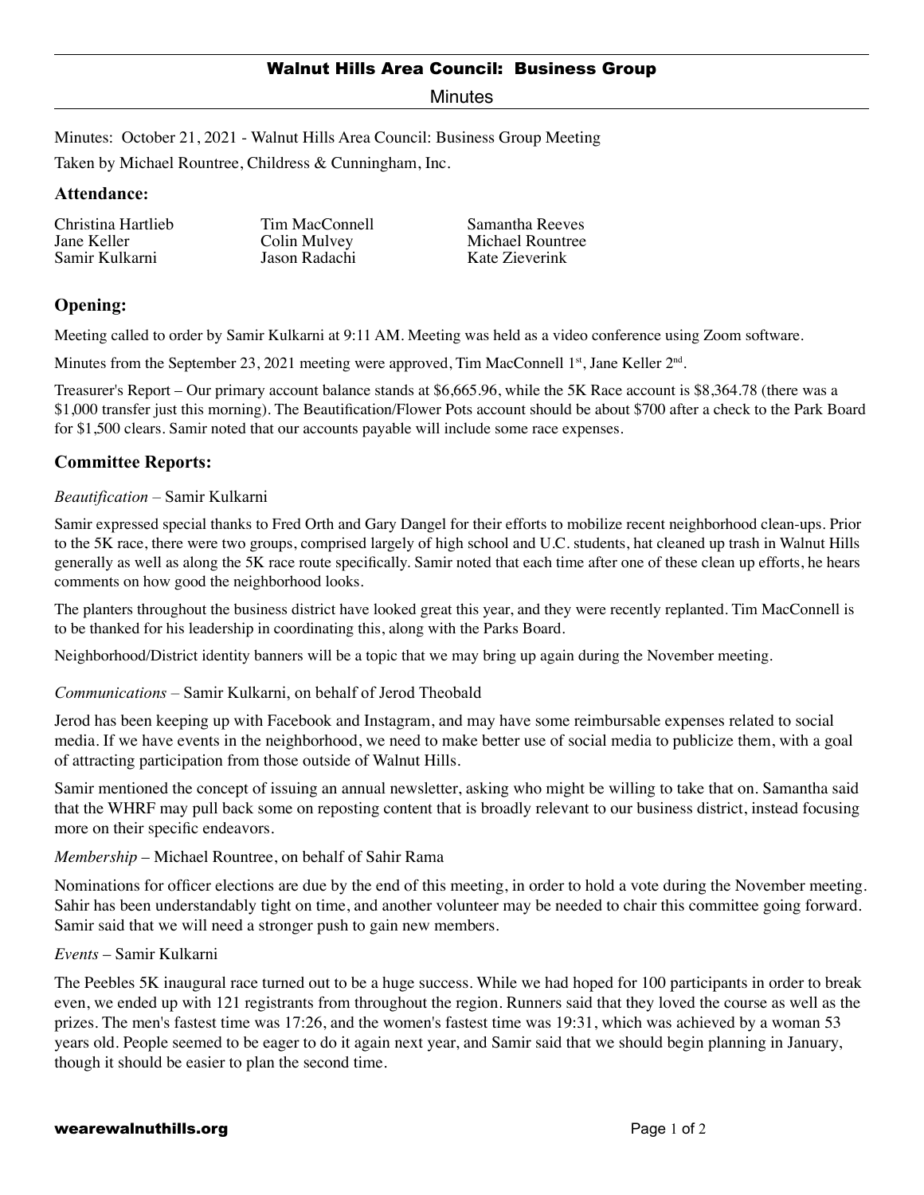## Walnut Hills Area Council: Business Group

Minutes

Minutes: October 21, 2021 - Walnut Hills Area Council: Business Group Meeting

Taken by Michael Rountree, Childress & Cunningham, Inc.

### Attendance:

| | | |
|---|---|---|
| Christina Hartlieb | Tim MacConnell | Samantha Reeves |
| Jane Keller | Colin Mulvey | Michael Rountree |
| Samir Kulkarni | Jason Radachi | Kate Zieverink |

### Opening:

Meeting called to order by Samir Kulkarni at 9:11 AM. Meeting was held as a video conference using Zoom software.

Minutes from the September 23, 2021 meeting were approved, Tim MacConnell 1st, Jane Keller 2nd.

Treasurer's Report – Our primary account balance stands at $6,665.96, while the 5K Race account is $8,364.78 (there was a $1,000 transfer just this morning). The Beautification/Flower Pots account should be about $700 after a check to the Park Board for $1,500 clears. Samir noted that our accounts payable will include some race expenses.

### Committee Reports:

*Beautification* – Samir Kulkarni

Samir expressed special thanks to Fred Orth and Gary Dangel for their efforts to mobilize recent neighborhood clean-ups. Prior to the 5K race, there were two groups, comprised largely of high school and U.C. students, hat cleaned up trash in Walnut Hills generally as well as along the 5K race route specifically. Samir noted that each time after one of these clean up efforts, he hears comments on how good the neighborhood looks.

The planters throughout the business district have looked great this year, and they were recently replanted. Tim MacConnell is to be thanked for his leadership in coordinating this, along with the Parks Board.

Neighborhood/District identity banners will be a topic that we may bring up again during the November meeting.

*Communications* – Samir Kulkarni, on behalf of Jerod Theobald

Jerod has been keeping up with Facebook and Instagram, and may have some reimbursable expenses related to social media. If we have events in the neighborhood, we need to make better use of social media to publicize them, with a goal of attracting participation from those outside of Walnut Hills.

Samir mentioned the concept of issuing an annual newsletter, asking who might be willing to take that on. Samantha said that the WHRF may pull back some on reposting content that is broadly relevant to our business district, instead focusing more on their specific endeavors.

*Membership* – Michael Rountree, on behalf of Sahir Rama

Nominations for officer elections are due by the end of this meeting, in order to hold a vote during the November meeting. Sahir has been understandably tight on time, and another volunteer may be needed to chair this committee going forward. Samir said that we will need a stronger push to gain new members.

*Events* – Samir Kulkarni

The Peebles 5K inaugural race turned out to be a huge success. While we had hoped for 100 participants in order to break even, we ended up with 121 registrants from throughout the region. Runners said that they loved the course as well as the prizes. The men's fastest time was 17:26, and the women's fastest time was 19:31, which was achieved by a woman 53 years old. People seemed to be eager to do it again next year, and Samir said that we should begin planning in January, though it should be easier to plan the second time.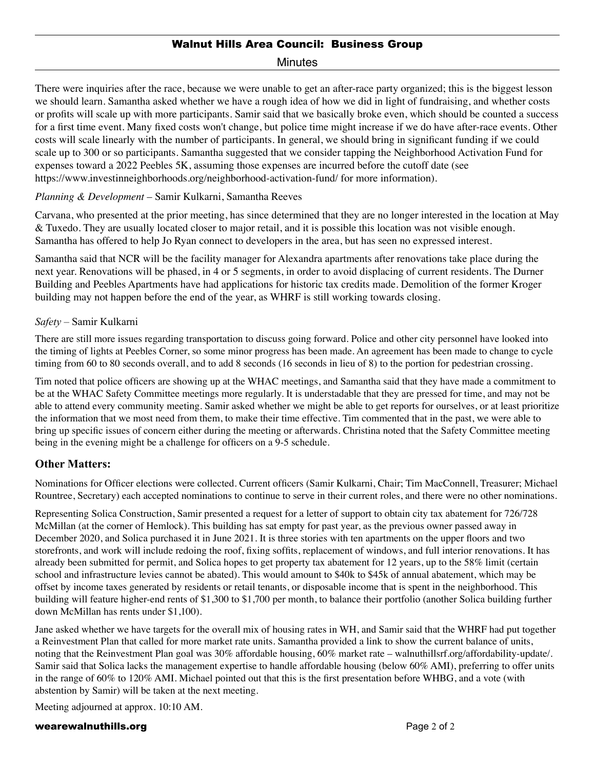There were inquiries after the race, because we were unable to get an after-race party organized; this is the biggest lesson we should learn. Samantha asked whether we have a rough idea of how we did in light of fundraising, and whether costs or profits will scale up with more participants. Samir said that we basically broke even, which should be counted a success for a first time event. Many fixed costs won't change, but police time might increase if we do have after-race events. Other costs will scale linearly with the number of participants. In general, we should bring in significant funding if we could scale up to 300 or so participants. Samantha suggested that we consider tapping the Neighborhood Activation Fund for expenses toward a 2022 Peebles 5K, assuming those expenses are incurred before the cutoff date (see https://www.investinneighborhoods.org/neighborhood-activation-fund/ for more information).

*Planning & Development* – Samir Kulkarni, Samantha Reeves

Carvana, who presented at the prior meeting, has since determined that they are no longer interested in the location at May & Tuxedo. They are usually located closer to major retail, and it is possible this location was not visible enough. Samantha has offered to help Jo Ryan connect to developers in the area, but has seen no expressed interest.

Samantha said that NCR will be the facility manager for Alexandra apartments after renovations take place during the next year. Renovations will be phased, in 4 or 5 segments, in order to avoid displacing of current residents. The Durner Building and Peebles Apartments have had applications for historic tax credits made. Demolition of the former Kroger building may not happen before the end of the year, as WHRF is still working towards closing.

*Safety* – Samir Kulkarni

There are still more issues regarding transportation to discuss going forward. Police and other city personnel have looked into the timing of lights at Peebles Corner, so some minor progress has been made. An agreement has been made to change to cycle timing from 60 to 80 seconds overall, and to add 8 seconds (16 seconds in lieu of 8) to the portion for pedestrian crossing.

Tim noted that police officers are showing up at the WHAC meetings, and Samantha said that they have made a commitment to be at the WHAC Safety Committee meetings more regularly. It is understadable that they are pressed for time, and may not be able to attend every community meeting. Samir asked whether we might be able to get reports for ourselves, or at least prioritize the information that we most need from them, to make their time effective. Tim commented that in the past, we were able to bring up specific issues of concern either during the meeting or afterwards. Christina noted that the Safety Committee meeting being in the evening might be a challenge for officers on a 9-5 schedule.

## Other Matters:

Nominations for Officer elections were collected. Current officers (Samir Kulkarni, Chair; Tim MacConnell, Treasurer; Michael Rountree, Secretary) each accepted nominations to continue to serve in their current roles, and there were no other nominations.

Representing Solica Construction, Samir presented a request for a letter of support to obtain city tax abatement for 726/728 McMillan (at the corner of Hemlock). This building has sat empty for past year, as the previous owner passed away in December 2020, and Solica purchased it in June 2021. It is three stories with ten apartments on the upper floors and two storefronts, and work will include redoing the roof, fixing soffits, replacement of windows, and full interior renovations. It has already been submitted for permit, and Solica hopes to get property tax abatement for 12 years, up to the 58% limit (certain school and infrastructure levies cannot be abated). This would amount to $40k to $45k of annual abatement, which may be offset by income taxes generated by residents or retail tenants, or disposable income that is spent in the neighborhood. This building will feature higher-end rents of $1,300 to $1,700 per month, to balance their portfolio (another Solica building further down McMillan has rents under $1,100).

Jane asked whether we have targets for the overall mix of housing rates in WH, and Samir said that the WHRF had put together a Reinvestment Plan that called for more market rate units. Samantha provided a link to show the current balance of units, noting that the Reinvestment Plan goal was 30% affordable housing, 60% market rate – walnuthillsrf.org/affordability-update/. Samir said that Solica lacks the management expertise to handle affordable housing (below 60% AMI), preferring to offer units in the range of 60% to 120% AMI. Michael pointed out that this is the first presentation before WHBG, and a vote (with abstention by Samir) will be taken at the next meeting.

Meeting adjourned at approx. 10:10 AM.